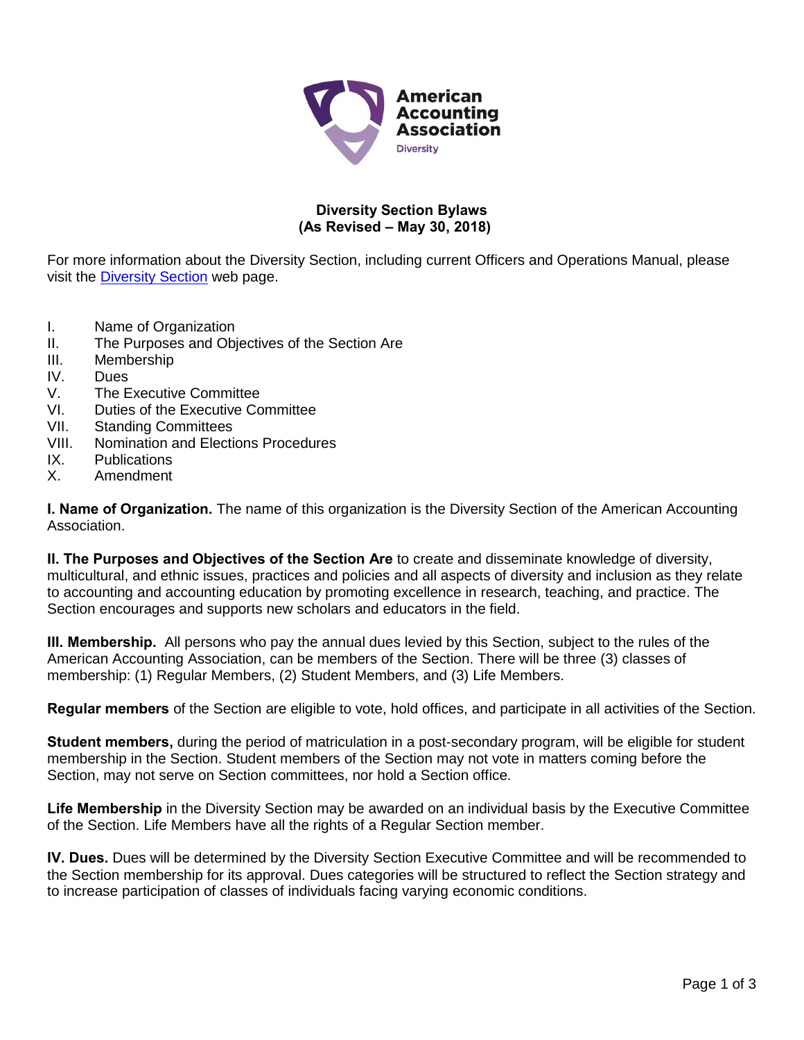American Accounting Association

Diversity

# Diversity Section Bylaws
## (As Revised – May 30, 2018)

For more information about the Diversity Section, including current Officers and Operations Manual, please visit the [Diversity Section] web page.

I. Name of Organization
II. The Purposes and Objectives of the Section Are
III. Membership
IV. Dues
V. The Executive Committee
VI. Duties of the Executive Committee
VII. Standing Committees
VIII. Nomination and Elections Procedures
IX. Publications
X. Amendment

**I. Name of Organization.** The name of this organization is the Diversity Section of the American Accounting Association.

**II. The Purposes and Objectives of the Section Are** to create and disseminate knowledge of diversity, multicultural, and ethnic issues, practices and policies and all aspects of diversity and inclusion as they relate to accounting and accounting education by promoting excellence in research, teaching, and practice. The Section encourages and supports new scholars and educators in the field.

**III. Membership.** All persons who pay the annual dues levied by this Section, subject to the rules of the American Accounting Association, can be members of the Section. There will be three (3) classes of membership: (1) Regular Members, (2) Student Members, and (3) Life Members.

**Regular members** of the Section are eligible to vote, hold offices, and participate in all activities of the Section.

**Student members,** during the period of matriculation in a post-secondary program, will be eligible for student membership in the Section. Student members of the Section may not vote in matters coming before the Section, may not serve on Section committees, nor hold a Section office.

**Life Membership** in the Diversity Section may be awarded on an individual basis by the Executive Committee of the Section. Life Members have all the rights of a Regular Section member.

**IV. Dues.** Dues will be determined by the Diversity Section Executive Committee and will be recommended to the Section membership for its approval. Dues categories will be structured to reflect the Section strategy and to increase participation of classes of individuals facing varying economic conditions.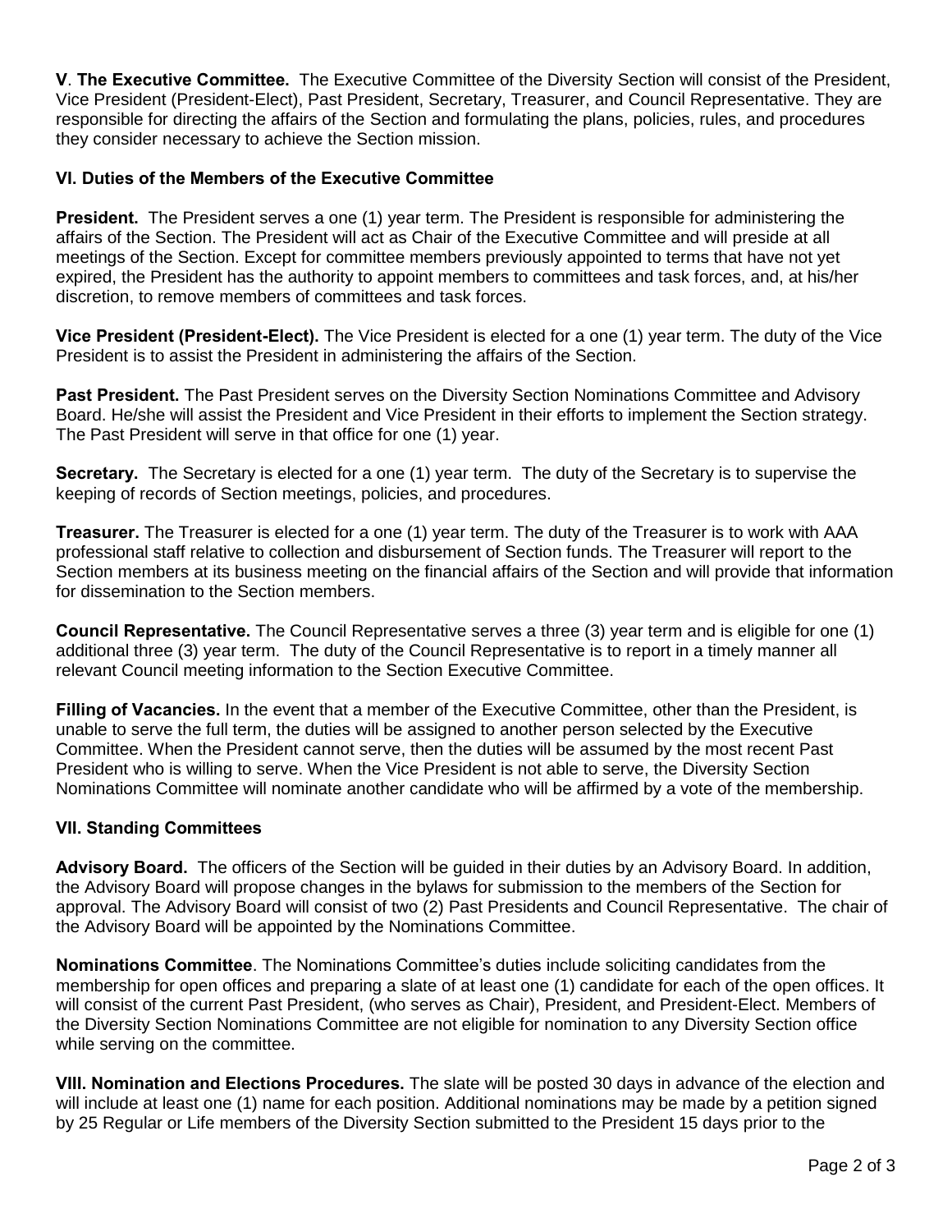**V**. **The Executive Committee.** The Executive Committee of the Diversity Section will consist of the President, Vice President (President-Elect), Past President, Secretary, Treasurer, and Council Representative. They are responsible for directing the affairs of the Section and formulating the plans, policies, rules, and procedures they consider necessary to achieve the Section mission.

**VI. Duties of the Members of the Executive Committee**

**President.** The President serves a one (1) year term. The President is responsible for administering the affairs of the Section. The President will act as Chair of the Executive Committee and will preside at all meetings of the Section. Except for committee members previously appointed to terms that have not yet expired, the President has the authority to appoint members to committees and task forces, and, at his/her discretion, to remove members of committees and task forces.

**Vice President (President-Elect).** The Vice President is elected for a one (1) year term. The duty of the Vice President is to assist the President in administering the affairs of the Section.

**Past President.** The Past President serves on the Diversity Section Nominations Committee and Advisory Board. He/she will assist the President and Vice President in their efforts to implement the Section strategy. The Past President will serve in that office for one (1) year.

**Secretary.** The Secretary is elected for a one (1) year term. The duty of the Secretary is to supervise the keeping of records of Section meetings, policies, and procedures.

**Treasurer.** The Treasurer is elected for a one (1) year term. The duty of the Treasurer is to work with AAA professional staff relative to collection and disbursement of Section funds. The Treasurer will report to the Section members at its business meeting on the financial affairs of the Section and will provide that information for dissemination to the Section members.

**Council Representative.** The Council Representative serves a three (3) year term and is eligible for one (1) additional three (3) year term. The duty of the Council Representative is to report in a timely manner all relevant Council meeting information to the Section Executive Committee.

**Filling of Vacancies.** In the event that a member of the Executive Committee, other than the President, is unable to serve the full term, the duties will be assigned to another person selected by the Executive Committee. When the President cannot serve, then the duties will be assumed by the most recent Past President who is willing to serve. When the Vice President is not able to serve, the Diversity Section Nominations Committee will nominate another candidate who will be affirmed by a vote of the membership.

**VII. Standing Committees**

**Advisory Board.** The officers of the Section will be guided in their duties by an Advisory Board. In addition, the Advisory Board will propose changes in the bylaws for submission to the members of the Section for approval. The Advisory Board will consist of two (2) Past Presidents and Council Representative. The chair of the Advisory Board will be appointed by the Nominations Committee.

**Nominations Committee**. The Nominations Committee's duties include soliciting candidates from the membership for open offices and preparing a slate of at least one (1) candidate for each of the open offices. It will consist of the current Past President, (who serves as Chair), President, and President-Elect. Members of the Diversity Section Nominations Committee are not eligible for nomination to any Diversity Section office while serving on the committee.

**VIII. Nomination and Elections Procedures.** The slate will be posted 30 days in advance of the election and will include at least one (1) name for each position. Additional nominations may be made by a petition signed by 25 Regular or Life members of the Diversity Section submitted to the President 15 days prior to the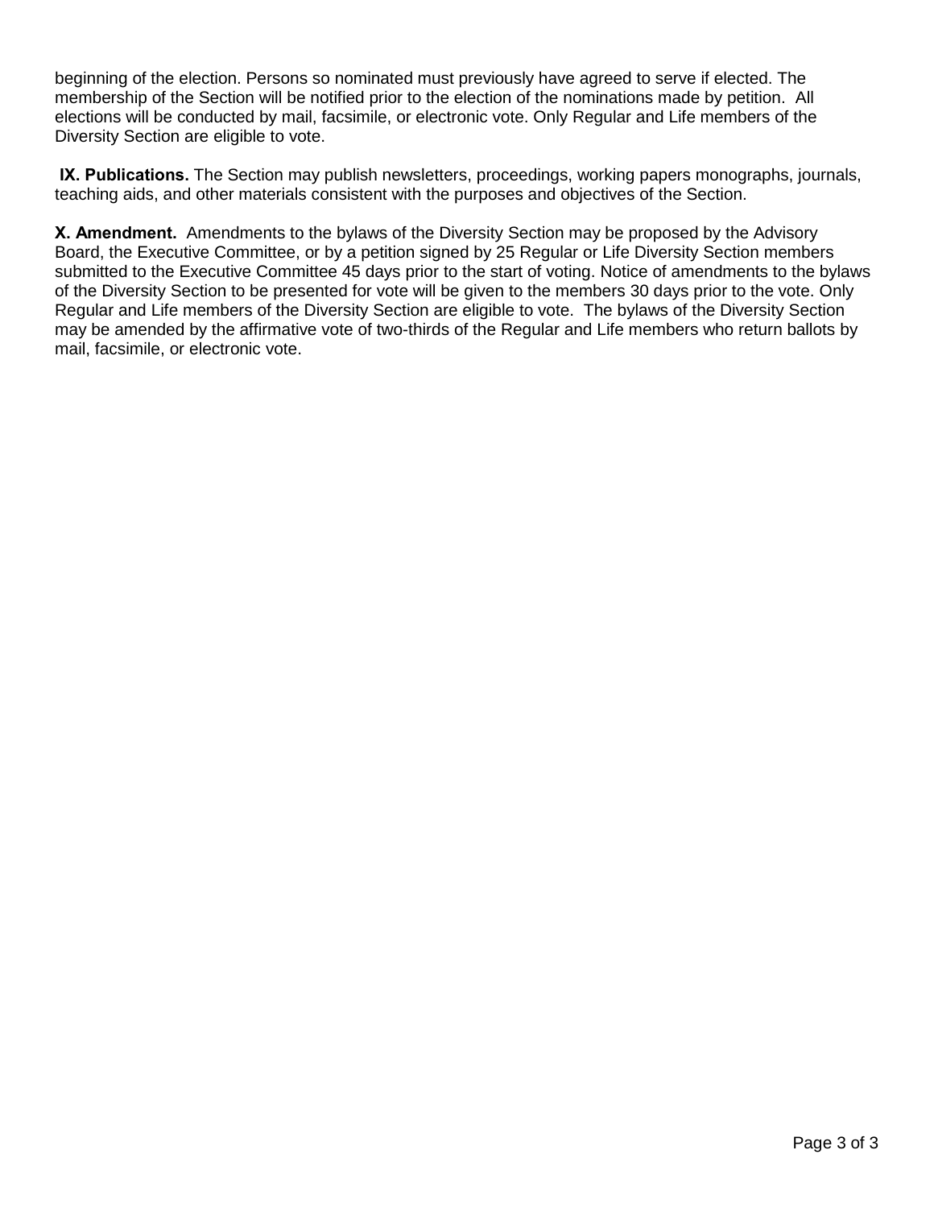beginning of the election. Persons so nominated must previously have agreed to serve if elected. The membership of the Section will be notified prior to the election of the nominations made by petition. All elections will be conducted by mail, facsimile, or electronic vote. Only Regular and Life members of the Diversity Section are eligible to vote.

**IX. Publications.** The Section may publish newsletters, proceedings, working papers monographs, journals, teaching aids, and other materials consistent with the purposes and objectives of the Section.

**X. Amendment.** Amendments to the bylaws of the Diversity Section may be proposed by the Advisory Board, the Executive Committee, or by a petition signed by 25 Regular or Life Diversity Section members submitted to the Executive Committee 45 days prior to the start of voting. Notice of amendments to the bylaws of the Diversity Section to be presented for vote will be given to the members 30 days prior to the vote. Only Regular and Life members of the Diversity Section are eligible to vote. The bylaws of the Diversity Section may be amended by the affirmative vote of two-thirds of the Regular and Life members who return ballots by mail, facsimile, or electronic vote.